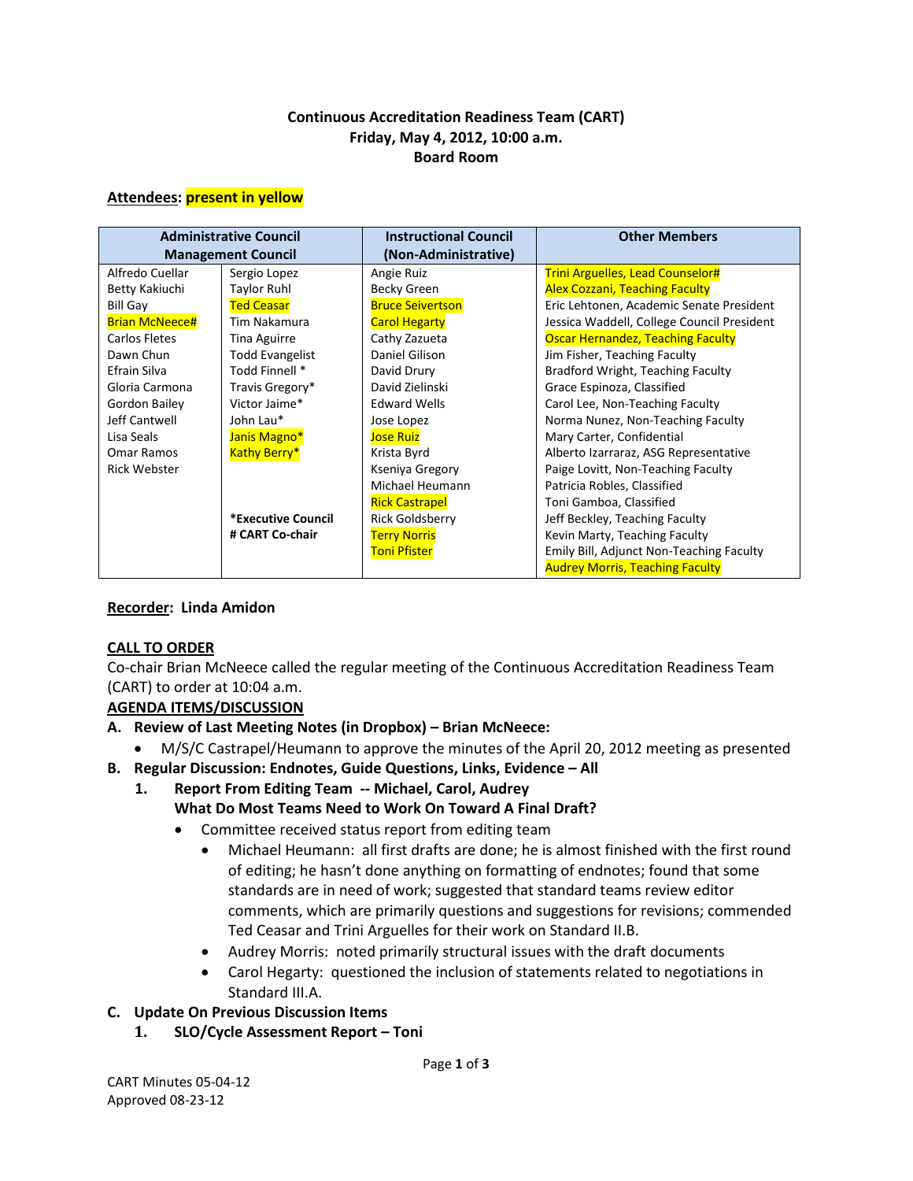**Continuous Accreditation Readiness Team (CART)**
**Friday, May 4, 2012, 10:00 a.m.**
**Board Room**

**Attendees: present in yellow**

| Administrative Council Management Council | | Instructional Council (Non-Administrative) | Other Members |
|---|---|---|---|
| Alfredo Cuellar | Sergio Lopez | Angie Ruiz | Trini Arguelles, Lead Counselor# |
| Betty Kakiuchi | Taylor Ruhl | Becky Green | Alex Cozzani, Teaching Faculty |
| Bill Gay | Ted Ceasar | Bruce Seivertson | Eric Lehtonen, Academic Senate President |
| Brian McNeece# | Tim Nakamura | Carol Hegarty | Jessica Waddell, College Council President |
| Carlos Fletes | Tina Aguirre | Cathy Zazueta | Oscar Hernandez, Teaching Faculty |
| Dawn Chun | Todd Evangelist | Daniel Gilison | Jim Fisher, Teaching Faculty |
| Efrain Silva | Todd Finnell * | David Drury | Bradford Wright, Teaching Faculty |
| Gloria Carmona | Travis Gregory* | David Zielinski | Grace Espinoza, Classified |
| Gordon Bailey | Victor Jaime* | Edward Wells | Carol Lee, Non-Teaching Faculty |
| Jeff Cantwell | John Lau* | Jose Lopez | Norma Nunez, Non-Teaching Faculty |
| Lisa Seals | Janis Magno* | Jose Ruiz | Mary Carter, Confidential |
| Omar Ramos | Kathy Berry* | Krista Byrd | Alberto Izarraraz, ASG Representative |
| Rick Webster | | Kseniya Gregory | Paige Lovitt, Non-Teaching Faculty |
| | | Michael Heumann | Patricia Robles, Classified |
| | | Rick Castrapel | Toni Gamboa, Classified |
| | *Executive Council | Rick Goldsberry | Jeff Beckley, Teaching Faculty |
| | # CART Co-chair | Terry Norris | Kevin Marty, Teaching Faculty |
| | | Toni Pfister | Emily Bill, Adjunct Non-Teaching Faculty |
| | | | Audrey Morris, Teaching Faculty |

**Recorder: Linda Amidon**

**CALL TO ORDER**

Co-chair Brian McNeece called the regular meeting of the Continuous Accreditation Readiness Team (CART) to order at 10:04 a.m.

**AGENDA ITEMS/DISCUSSION**

**A. Review of Last Meeting Notes (in Dropbox) – Brian McNeece:**

- M/S/C Castrapel/Heumann to approve the minutes of the April 20, 2012 meeting as presented

**B. Regular Discussion: Endnotes, Guide Questions, Links, Evidence – All**

**1. Report From Editing Team -- Michael, Carol, Audrey**
**What Do Most Teams Need to Work On Toward A Final Draft?**

- Committee received status report from editing team
  - Michael Heumann: all first drafts are done; he is almost finished with the first round of editing; he hasn't done anything on formatting of endnotes; found that some standards are in need of work; suggested that standard teams review editor comments, which are primarily questions and suggestions for revisions; commended Ted Ceasar and Trini Arguelles for their work on Standard II.B.
  - Audrey Morris: noted primarily structural issues with the draft documents
  - Carol Hegarty: questioned the inclusion of statements related to negotiations in Standard III.A.

**C. Update On Previous Discussion Items**

**1. SLO/Cycle Assessment Report – Toni**

CART Minutes 05-04-12
Approved 08-23-12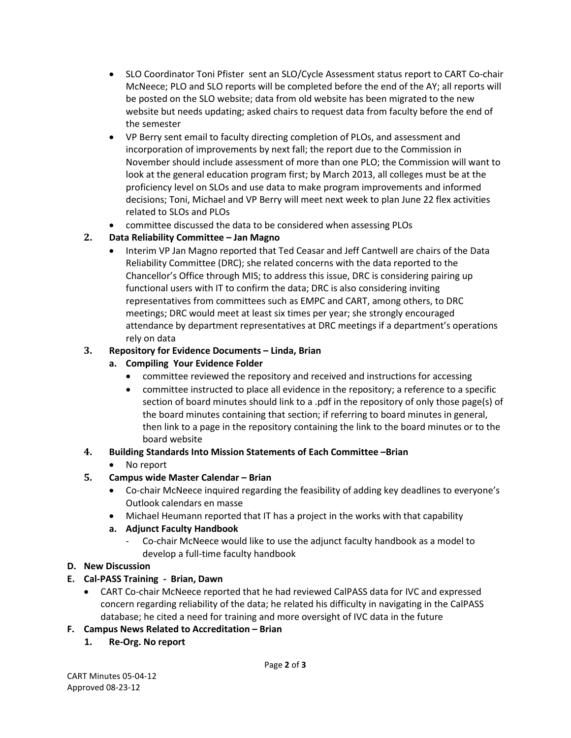- SLO Coordinator Toni Pfister sent an SLO/Cycle Assessment status report to CART Co-chair McNeece; PLO and SLO reports will be completed before the end of the AY; all reports will be posted on the SLO website; data from old website has been migrated to the new website but needs updating; asked chairs to request data from faculty before the end of the semester
- VP Berry sent email to faculty directing completion of PLOs, and assessment and incorporation of improvements by next fall; the report due to the Commission in November should include assessment of more than one PLO; the Commission will want to look at the general education program first; by March 2013, all colleges must be at the proficiency level on SLOs and use data to make program improvements and informed decisions; Toni, Michael and VP Berry will meet next week to plan June 22 flex activities related to SLOs and PLOs
- committee discussed the data to be considered when assessing PLOs

**2. Data Reliability Committee – Jan Magno**

- Interim VP Jan Magno reported that Ted Ceasar and Jeff Cantwell are chairs of the Data Reliability Committee (DRC); she related concerns with the data reported to the Chancellor's Office through MIS; to address this issue, DRC is considering pairing up functional users with IT to confirm the data; DRC is also considering inviting representatives from committees such as EMPC and CART, among others, to DRC meetings; DRC would meet at least six times per year; she strongly encouraged attendance by department representatives at DRC meetings if a department's operations rely on data

**3. Repository for Evidence Documents – Linda, Brian**

**a. Compiling Your Evidence Folder**

- committee reviewed the repository and received and instructions for accessing
- committee instructed to place all evidence in the repository; a reference to a specific section of board minutes should link to a .pdf in the repository of only those page(s) of the board minutes containing that section; if referring to board minutes in general, then link to a page in the repository containing the link to the board minutes or to the board website

**4. Building Standards Into Mission Statements of Each Committee –Brian**

- No report

**5. Campus wide Master Calendar – Brian**

- Co-chair McNeece inquired regarding the feasibility of adding key deadlines to everyone's Outlook calendars en masse
- Michael Heumann reported that IT has a project in the works with that capability

**a. Adjunct Faculty Handbook**

- Co-chair McNeece would like to use the adjunct faculty handbook as a model to develop a full-time faculty handbook

**D. New Discussion**

**E. Cal-PASS Training - Brian, Dawn**

- CART Co-chair McNeece reported that he had reviewed CalPASS data for IVC and expressed concern regarding reliability of the data; he related his difficulty in navigating in the CalPASS database; he cited a need for training and more oversight of IVC data in the future

**F. Campus News Related to Accreditation – Brian**

**1. Re-Org. No report**

CART Minutes 05-04-12
Approved 08-23-12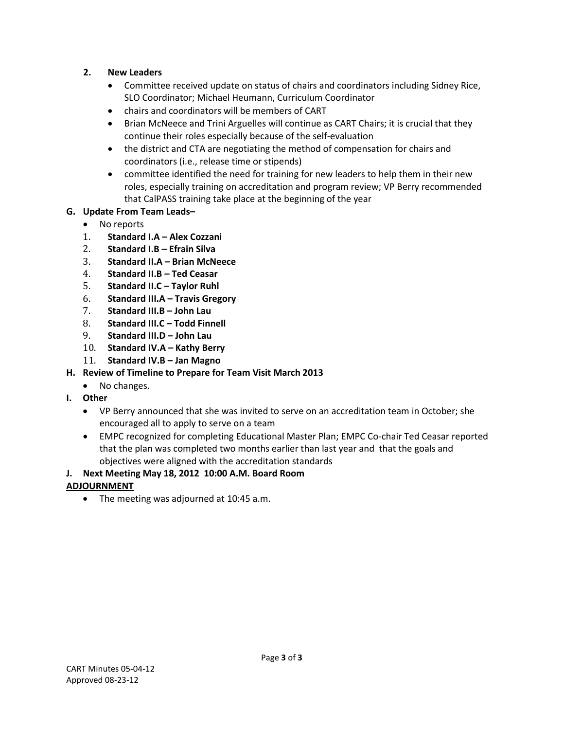**2. New Leaders**

- Committee received update on status of chairs and coordinators including Sidney Rice, SLO Coordinator; Michael Heumann, Curriculum Coordinator
- chairs and coordinators will be members of CART
- Brian McNeece and Trini Arguelles will continue as CART Chairs; it is crucial that they continue their roles especially because of the self-evaluation
- the district and CTA are negotiating the method of compensation for chairs and coordinators (i.e., release time or stipends)
- committee identified the need for training for new leaders to help them in their new roles, especially training on accreditation and program review; VP Berry recommended that CalPASS training take place at the beginning of the year

**G. Update From Team Leads–**

- No reports

1. **Standard I.A – Alex Cozzani**
2. **Standard I.B – Efrain Silva**
3. **Standard II.A – Brian McNeece**
4. **Standard II.B – Ted Ceasar**
5. **Standard II.C – Taylor Ruhl**
6. **Standard III.A – Travis Gregory**
7. **Standard III.B – John Lau**
8. **Standard III.C – Todd Finnell**
9. **Standard III.D – John Lau**
10. **Standard IV.A – Kathy Berry**
11. **Standard IV.B – Jan Magno**

**H. Review of Timeline to Prepare for Team Visit March 2013**

- No changes.

**I. Other**

- VP Berry announced that she was invited to serve on an accreditation team in October; she encouraged all to apply to serve on a team
- EMPC recognized for completing Educational Master Plan; EMPC Co-chair Ted Ceasar reported that the plan was completed two months earlier than last year and that the goals and objectives were aligned with the accreditation standards

**J. Next Meeting May 18, 2012 10:00 A.M. Board Room**

**ADJOURNMENT**

- The meeting was adjourned at 10:45 a.m.

CART Minutes 05-04-12
Approved 08-23-12